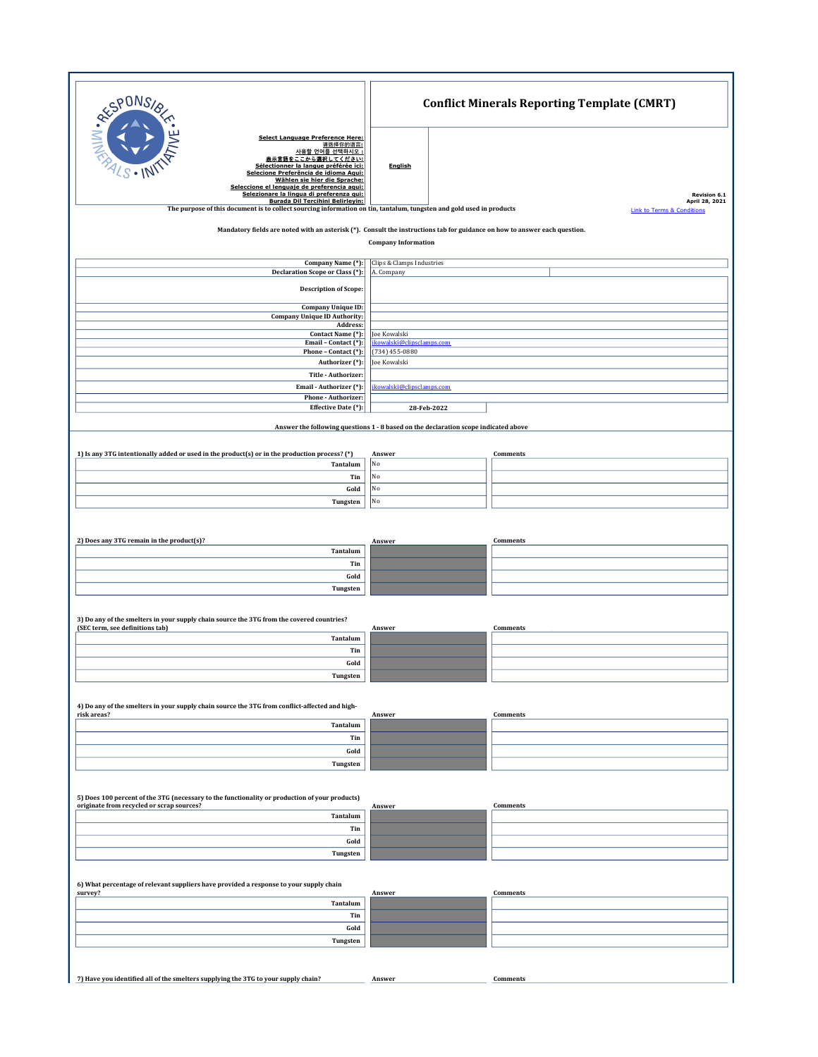# Conflict Minerals Reporting Template (CMRT)

Select Language Preference Here:
请选择你的语言:
사용할 언어를 선택하시오 :
表示言語をここから選択してください:
Sélectionner la langue préférée ici:
Selecione Preferência de idioma Aqui:
Wählen sie hier die Sprache:
Seleccione el lenguaje de preferencia aqui:
Selezionare la lingua di preferenza qui:
Burada Dil Tercihini Belirleyin:

English

Revision 6.1
April 28, 2021

The purpose of this document is to collect sourcing information on tin, tantalum, tungsten and gold used in products

Link to Terms & Conditions

Mandatory fields are noted with an asterisk (*). Consult the instructions tab for guidance on how to answer each question.

**Company Information**

| Field | Value |
|---|---|
| Company Name (*): | Clips & Clamps Industries |
| Declaration Scope or Class (*): | A. Company |
| Description of Scope: | |
| Company Unique ID: | |
| Company Unique ID Authority: | |
| Address: | |
| Contact Name (*): | Joe Kowalski |
| Email – Contact (*): | jkowalski@clipsclamps.com |
| Phone – Contact (*): | (734) 455-0880 |
| Authorizer (*): | Joe Kowalski |
| Title - Authorizer: | |
| Email - Authorizer (*): | jkowalski@clipsclamps.com |
| Phone - Authorizer: | |
| Effective Date (*): | 28-Feb-2022 |

**Answer the following questions 1 - 8 based on the declaration scope indicated above**

**1) Is any 3TG intentionally added or used in the product(s) or in the production process? (*)**

| | Answer | Comments |
|---|---|---|
| Tantalum | No | |
| Tin | No | |
| Gold | No | |
| Tungsten | No | |

**2) Does any 3TG remain in the product(s)?**

| | Answer | Comments |
|---|---|---|
| Tantalum | | |
| Tin | | |
| Gold | | |
| Tungsten | | |

**3) Do any of the smelters in your supply chain source the 3TG from the covered countries? (SEC term, see definitions tab)**

| | Answer | Comments |
|---|---|---|
| Tantalum | | |
| Tin | | |
| Gold | | |
| Tungsten | | |

**4) Do any of the smelters in your supply chain source the 3TG from conflict-affected and high-risk areas?**

| | Answer | Comments |
|---|---|---|
| Tantalum | | |
| Tin | | |
| Gold | | |
| Tungsten | | |

**5) Does 100 percent of the 3TG (necessary to the functionality or production of your products) originate from recycled or scrap sources?**

| | Answer | Comments |
|---|---|---|
| Tantalum | | |
| Tin | | |
| Gold | | |
| Tungsten | | |

**6) What percentage of relevant suppliers have provided a response to your supply chain survey?**

| | Answer | Comments |
|---|---|---|
| Tantalum | | |
| Tin | | |
| Gold | | |
| Tungsten | | |

**7) Have you identified all of the smelters supplying the 3TG to your supply chain?**

| | Answer | Comments |
|---|---|---|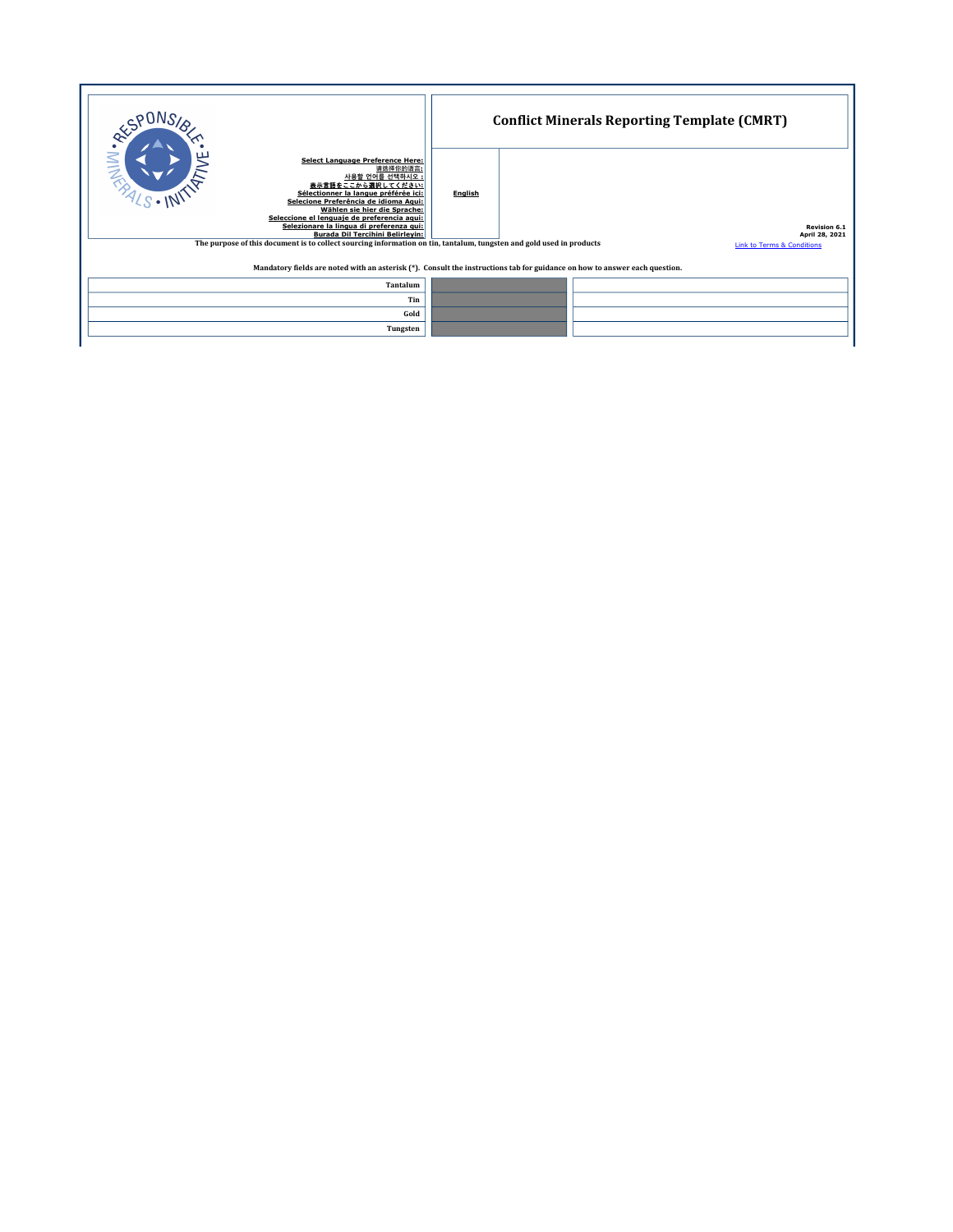**Select Language Preference Here:**
**请选择你的语言:**
**사용할 언어를 선택하시오 :**
**表示言語をここから選択してください:**
**Sélectionner la langue préférée ici:**
**Selecione Preferência de idioma Aqui:**
**Wählen sie hier die Sprache:**
**Seleccione el lenguaje de preferencia aqui:**
**Selezionare la lingua di preferenza qui:**
**Burada Dil Tercihini Belirleyin:**

**English**

# Conflict Minerals Reporting Template (CMRT)

**Revision 6.1**
**April 28, 2021**

**The purpose of this document is to collect sourcing information on tin, tantalum, tungsten and gold used in products**

Link to Terms & Conditions

**Mandatory fields are noted with an asterisk (*). Consult the instructions tab for guidance on how to answer each question.**

| | | |
|---|---|---|
| **Tantalum** | | |
| **Tin** | | |
| **Gold** | | |
| **Tungsten** | | |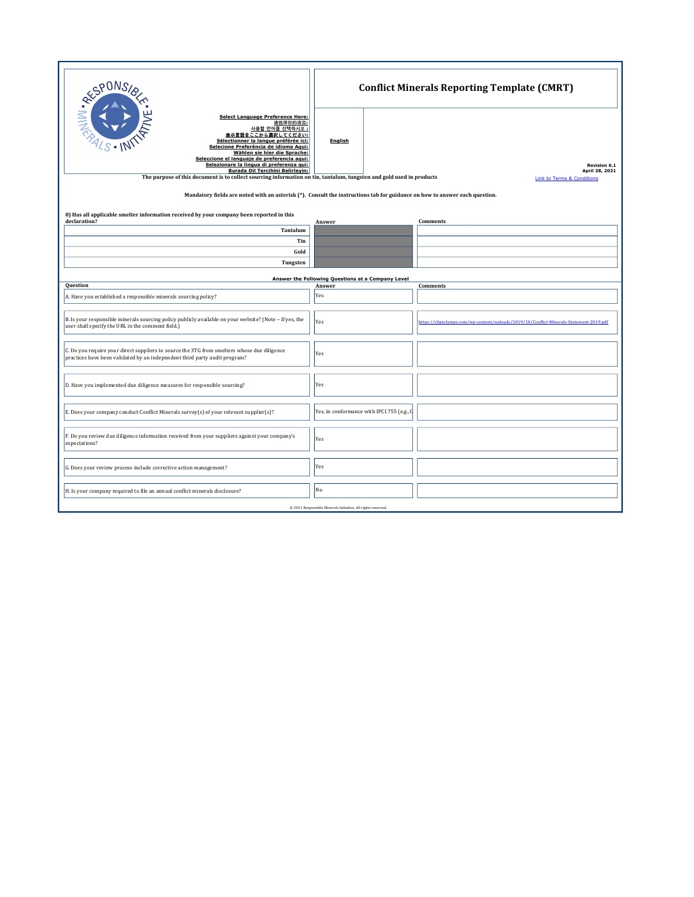Select Language Preference Here:
请选择你的语言:
사용할 언어를 선택하시오 :
表示言語をここから選択してください:
Sélectionner la langue préférée ici:
Selecione Preferência de idioma Aqui:
Wählen sie hier die Sprache:
Seleccione el lenguaje de preferencia aqui:
Selezionare la lingua di preferenza qui:
Burada Dil Tercihini Belirleyin:

English

# Conflict Minerals Reporting Template (CMRT)

Revision 6.1
April 28, 2021

The purpose of this document is to collect sourcing information on tin, tantalum, tungsten and gold used in products

Link to Terms & Conditions

Mandatory fields are noted with an asterisk (*). Consult the instructions tab for guidance on how to answer each question.

| 8) Has all applicable smelter information received by your company been reported in this declaration? | Answer | Comments |
|---|---|---|
| Tantalum | | |
| Tin | | |
| Gold | | |
| Tungsten | | |

Answer the Following Questions at a Company Level

| Question | Answer | Comments |
|---|---|---|
| A. Have you established a responsible minerals sourcing policy? | Yes | |
| B. Is your responsible minerals sourcing policy publicly available on your website? (Note – If yes, the user shall specify the URL in the comment field.) | Yes | https://clipsclamps.com/wp-content/uploads/2019/10/Conflict-Minerals-Statement-2019.pdf |
| C. Do you require your direct suppliers to source the 3TG from smelters whose due diligence practices have been validated by an independent third party audit program? | Yes | |
| D. Have you implemented due diligence measures for responsible sourcing? | Yes | |
| E. Does your company conduct Conflict Minerals survey(s) of your relevant supplier(s)? | Yes, in conformance with IPC1755 (e.g., C | |
| F. Do you review due diligence information received from your suppliers against your company's expectations? | Yes | |
| G. Does your review process include corrective action management? | Yes | |
| H. Is your company required to file an annual conflict minerals disclosure? | No | |

© 2021 Responsible Minerals Initiative. All rights reserved.